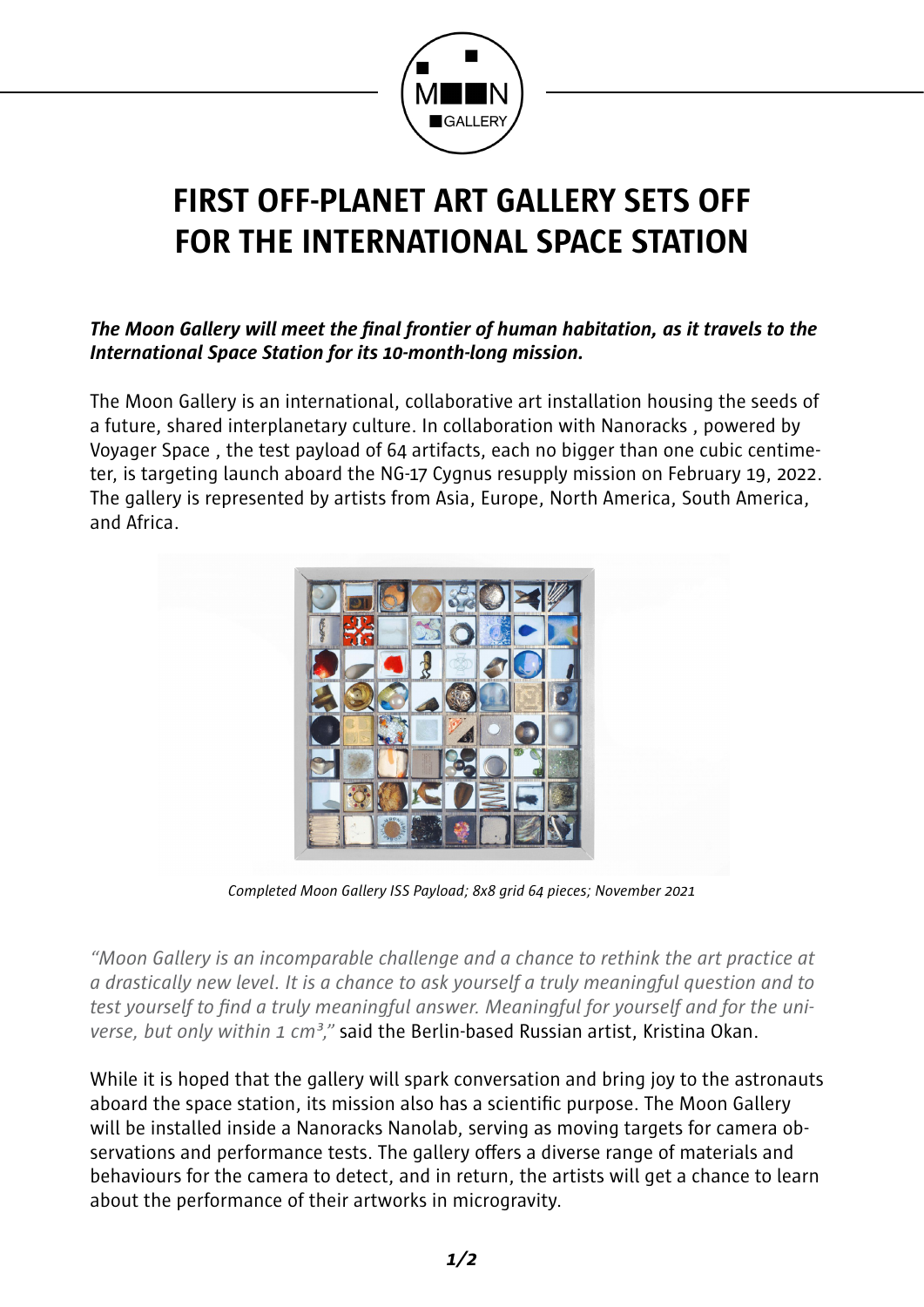# FIRST OFF-PLANET ART GALLERY SETS OFF FOR THE INTERNATIONAL SPACE STATION

***The Moon Gallery will meet the final frontier of human habitation, as it travels to the International Space Station for its 10-month-long mission.***

The Moon Gallery is an international, collaborative art installation housing the seeds of a future, shared interplanetary culture. In collaboration with Nanoracks , powered by Voyager Space , the test payload of 64 artifacts, each no bigger than one cubic centimeter, is targeting launch aboard the NG-17 Cygnus resupply mission on February 19, 2022. The gallery is represented by artists from Asia, Europe, North America, South America, and Africa.

*Completed Moon Gallery ISS Payload; 8x8 grid 64 pieces; November 2021*

*"Moon Gallery is an incomparable challenge and a chance to rethink the art practice at a drastically new level. It is a chance to ask yourself a truly meaningful question and to test yourself to find a truly meaningful answer. Meaningful for yourself and for the universe, but only within 1 cm³,"* said the Berlin-based Russian artist, Kristina Okan.

While it is hoped that the gallery will spark conversation and bring joy to the astronauts aboard the space station, its mission also has a scientific purpose. The Moon Gallery will be installed inside a Nanoracks Nanolab, serving as moving targets for camera observations and performance tests. The gallery offers a diverse range of materials and behaviours for the camera to detect, and in return, the artists will get a chance to learn about the performance of their artworks in microgravity.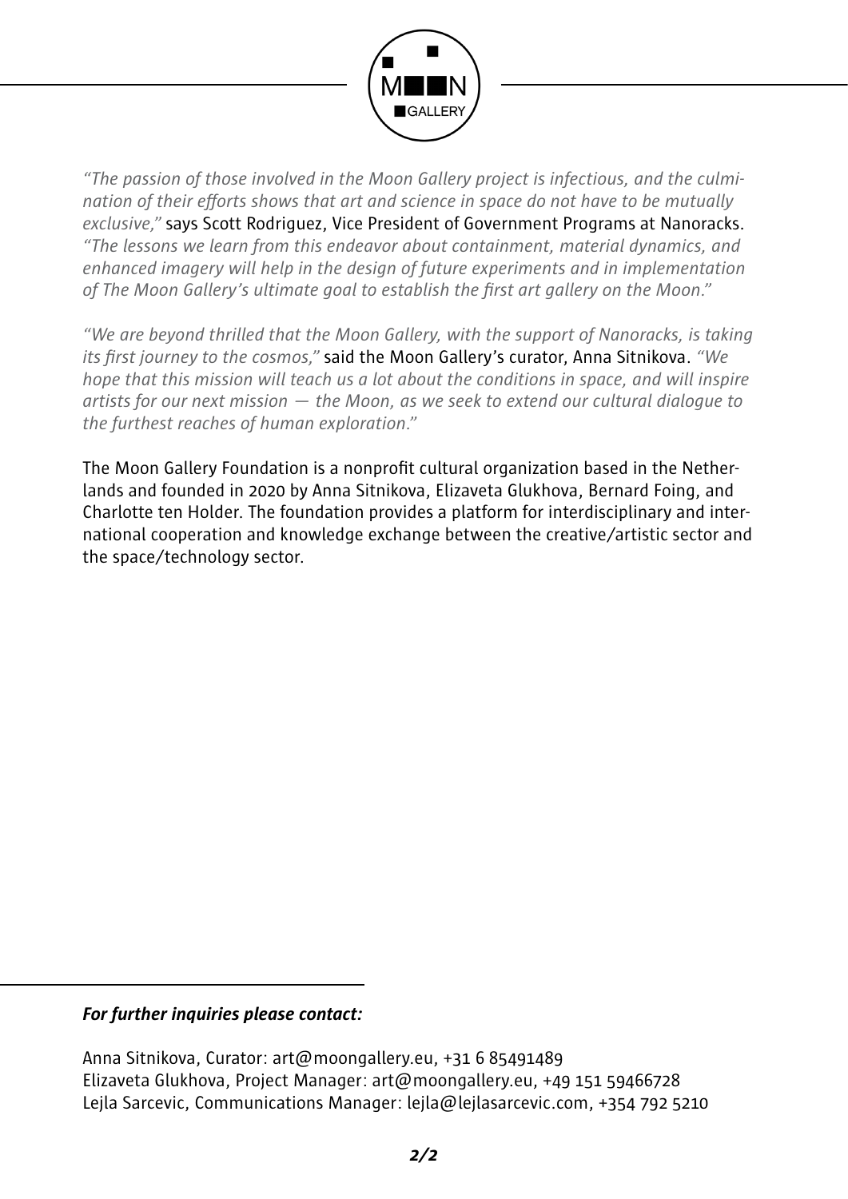*"The passion of those involved in the Moon Gallery project is infectious, and the culmination of their efforts shows that art and science in space do not have to be mutually exclusive,"* says Scott Rodriguez, Vice President of Government Programs at Nanoracks. *"The lessons we learn from this endeavor about containment, material dynamics, and enhanced imagery will help in the design of future experiments and in implementation of The Moon Gallery's ultimate goal to establish the first art gallery on the Moon."*

*"We are beyond thrilled that the Moon Gallery, with the support of Nanoracks, is taking its first journey to the cosmos,"* said the Moon Gallery's curator, Anna Sitnikova. *"We hope that this mission will teach us a lot about the conditions in space, and will inspire artists for our next mission — the Moon, as we seek to extend our cultural dialogue to the furthest reaches of human exploration."*

The Moon Gallery Foundation is a nonprofit cultural organization based in the Netherlands and founded in 2020 by Anna Sitnikova, Elizaveta Glukhova, Bernard Foing, and Charlotte ten Holder. The foundation provides a platform for interdisciplinary and international cooperation and knowledge exchange between the creative/artistic sector and the space/technology sector.

***For further inquiries please contact:***

Anna Sitnikova, Curator: art@moongallery.eu, +31 6 85491489
Elizaveta Glukhova, Project Manager: art@moongallery.eu, +49 151 59466728
Lejla Sarcevic, Communications Manager: lejla@lejlasarcevic.com, +354 792 5210